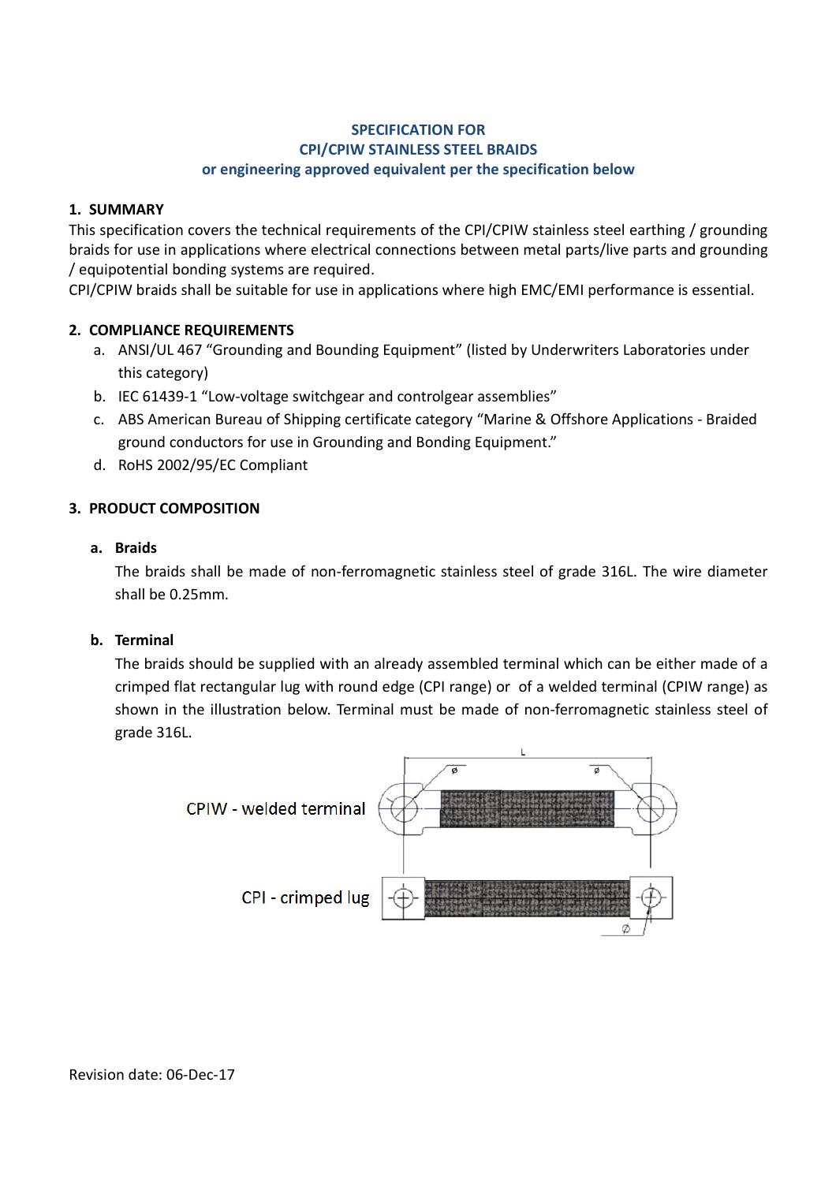**SPECIFICATION FOR**
**CPI/CPIW STAINLESS STEEL BRAIDS**
**or engineering approved equivalent per the specification below**

## 1. SUMMARY

This specification covers the technical requirements of the CPI/CPIW stainless steel earthing / grounding braids for use in applications where electrical connections between metal parts/live parts and grounding / equipotential bonding systems are required.
CPI/CPIW braids shall be suitable for use in applications where high EMC/EMI performance is essential.

## 2. COMPLIANCE REQUIREMENTS

a. ANSI/UL 467 “Grounding and Bounding Equipment” (listed by Underwriters Laboratories under this category)
b. IEC 61439-1 “Low-voltage switchgear and controlgear assemblies”
c. ABS American Bureau of Shipping certificate category “Marine & Offshore Applications - Braided ground conductors for use in Grounding and Bonding Equipment.”
d. RoHS 2002/95/EC Compliant

## 3. PRODUCT COMPOSITION

### a. Braids

The braids shall be made of non-ferromagnetic stainless steel of grade 316L. The wire diameter shall be 0.25mm.

### b. Terminal

The braids should be supplied with an already assembled terminal which can be either made of a crimped flat rectangular lug with round edge (CPI range) or of a welded terminal (CPIW range) as shown in the illustration below. Terminal must be made of non-ferromagnetic stainless steel of grade 316L.

CPIW - welded terminal

CPI - crimped lug

Revision date: 06-Dec-17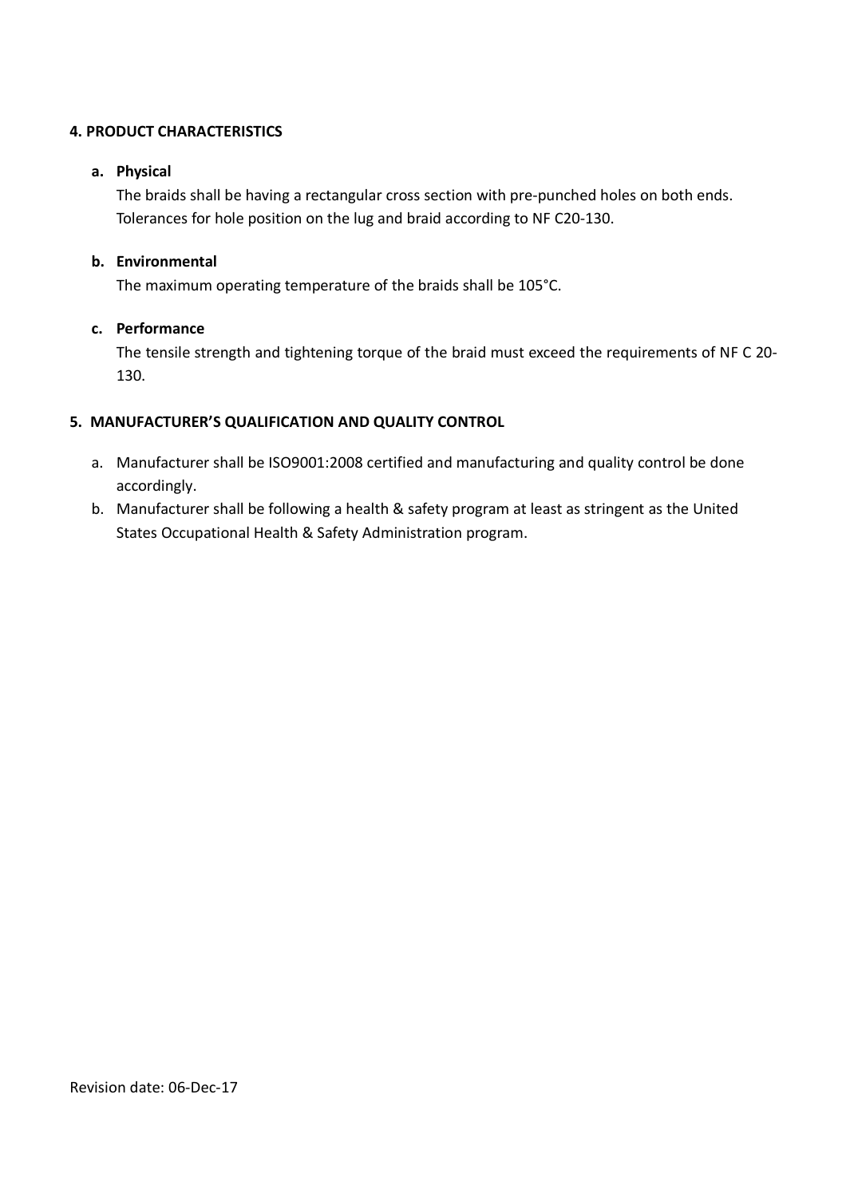## 4. PRODUCT CHARACTERISTICS

### a. Physical

The braids shall be having a rectangular cross section with pre-punched holes on both ends. Tolerances for hole position on the lug and braid according to NF C20-130.

### b. Environmental

The maximum operating temperature of the braids shall be 105°C.

### c. Performance

The tensile strength and tightening torque of the braid must exceed the requirements of NF C 20-130.

## 5. MANUFACTURER'S QUALIFICATION AND QUALITY CONTROL

a. Manufacturer shall be ISO9001:2008 certified and manufacturing and quality control be done accordingly.

b. Manufacturer shall be following a health & safety program at least as stringent as the United States Occupational Health & Safety Administration program.

Revision date: 06-Dec-17